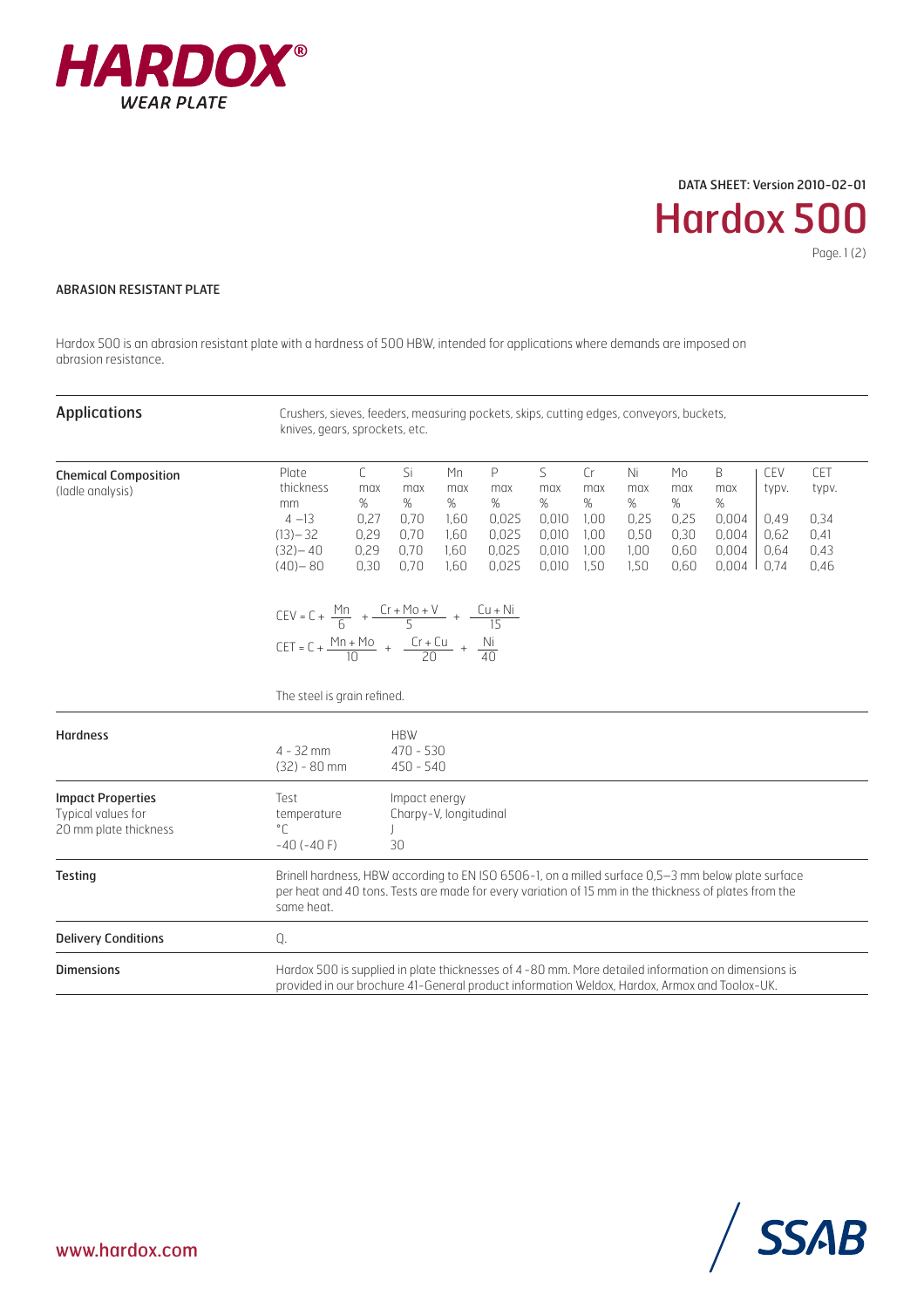HARDOX® WEAR PLATE

DATA SHEET: Version 2010-02-01

# Hardox 500

## ABRASION RESISTANT PLATE

Hardox 500 is an abrasion resistant plate with a hardness of 500 HBW, intended for applications where demands are imposed on abrasion resistance.

### Applications

Crushers, sieves, feeders, measuring pockets, skips, cutting edges, conveyors, buckets, knives, gears, sprockets, etc.

### Chemical Composition
(ladle analysis)

| Plate thickness mm | C max % | Si max % | Mn max % | P max % | S max % | Cr max % | Ni max % | Mo max % | B max % | CEV typv. | CET typv. |
|---|---|---|---|---|---|---|---|---|---|---|---|
| 4 –13 | 0,27 | 0,70 | 1,60 | 0,025 | 0,010 | 1,00 | 0,25 | 0,25 | 0,004 | 0,49 | 0,34 |
| (13)– 32 | 0,29 | 0,70 | 1,60 | 0,025 | 0,010 | 1,00 | 0,50 | 0,30 | 0,004 | 0,62 | 0,41 |
| (32)– 40 | 0,29 | 0,70 | 1,60 | 0,025 | 0,010 | 1,00 | 1,00 | 0,60 | 0,004 | 0,64 | 0,43 |
| (40)– 80 | 0,30 | 0,70 | 1,60 | 0,025 | 0,010 | 1,50 | 1,50 | 0,60 | 0,004 | 0,74 | 0,46 |

$$CEV = C + \frac{Mn}{6} + \frac{Cr + Mo + V}{5} + \frac{Cu + Ni}{15}$$

$$CET = C + \frac{Mn + Mo}{10} + \frac{Cr + Cu}{20} + \frac{Ni}{40}$$

The steel is grain refined.

### Hardness

| | HBW |
|---|---|
| 4 - 32 mm | 470 - 530 |
| (32) - 80 mm | 450 - 540 |

### Impact Properties
Typical values for 20 mm plate thickness

| Test temperature °C | Impact energy Charpy-V, longitudinal J |
|---|---|
| -40 (-40 F) | 30 |

### Testing

Brinell hardness, HBW according to EN ISO 6506-1, on a milled surface 0,5–3 mm below plate surface per heat and 40 tons. Tests are made for every variation of 15 mm in the thickness of plates from the same heat.

### Delivery Conditions

Q.

### Dimensions

Hardox 500 is supplied in plate thicknesses of 4 -80 mm. More detailed information on dimensions is provided in our brochure 41-General product information Weldox, Hardox, Armox and Toolox-UK.

www.hardox.com

SSAB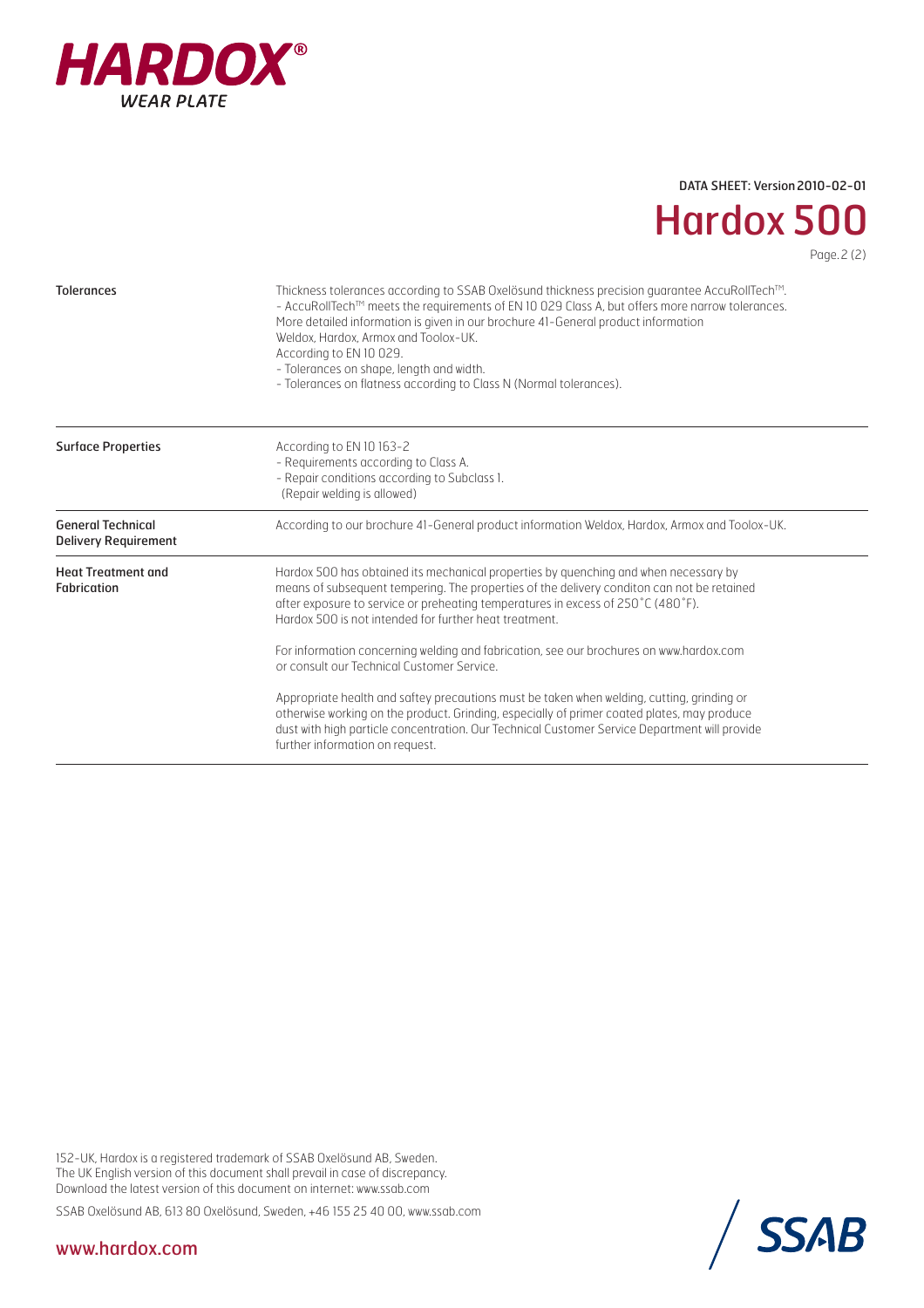DATA SHEET: Version 2010-02-01

# Hardox 500

| | |
|---|---|
| **Tolerances** | Thickness tolerances according to SSAB Oxelösund thickness precision guarantee AccuRollTech™.<br>- AccuRollTech™ meets the requirements of EN 10 029 Class A, but offers more narrow tolerances.<br>More detailed information is given in our brochure 41-General product information Weldox, Hardox, Armox and Toolox-UK.<br>According to EN 10 029.<br>- Tolerances on shape, length and width.<br>- Tolerances on flatness according to Class N (Normal tolerances). |
| **Surface Properties** | According to EN 10 163-2<br>- Requirements according to Class A.<br>- Repair conditions according to Subclass 1.<br>(Repair welding is allowed) |
| **General Technical Delivery Requirement** | According to our brochure 41-General product information Weldox, Hardox, Armox and Toolox-UK. |
| **Heat Treatment and Fabrication** | Hardox 500 has obtained its mechanical properties by quenching and when necessary by means of subsequent tempering. The properties of the delivery conditon can not be retained after exposure to service or preheating temperatures in excess of 250˚C (480˚F).<br>Hardox 500 is not intended for further heat treatment.<br><br>For information concerning welding and fabrication, see our brochures on www.hardox.com or consult our Technical Customer Service.<br><br>Appropriate health and saftey precautions must be taken when welding, cutting, grinding or otherwise working on the product. Grinding, especially of primer coated plates, may produce dust with high particle concentration. Our Technical Customer Service Department will provide further information on request. |

152-UK, Hardox is a registered trademark of SSAB Oxelösund AB, Sweden.
The UK English version of this document shall prevail in case of discrepancy.
Download the latest version of this document on internet: www.ssab.com

SSAB Oxelösund AB, 613 80 Oxelösund, Sweden, +46 155 25 40 00, www.ssab.com

www.hardox.com